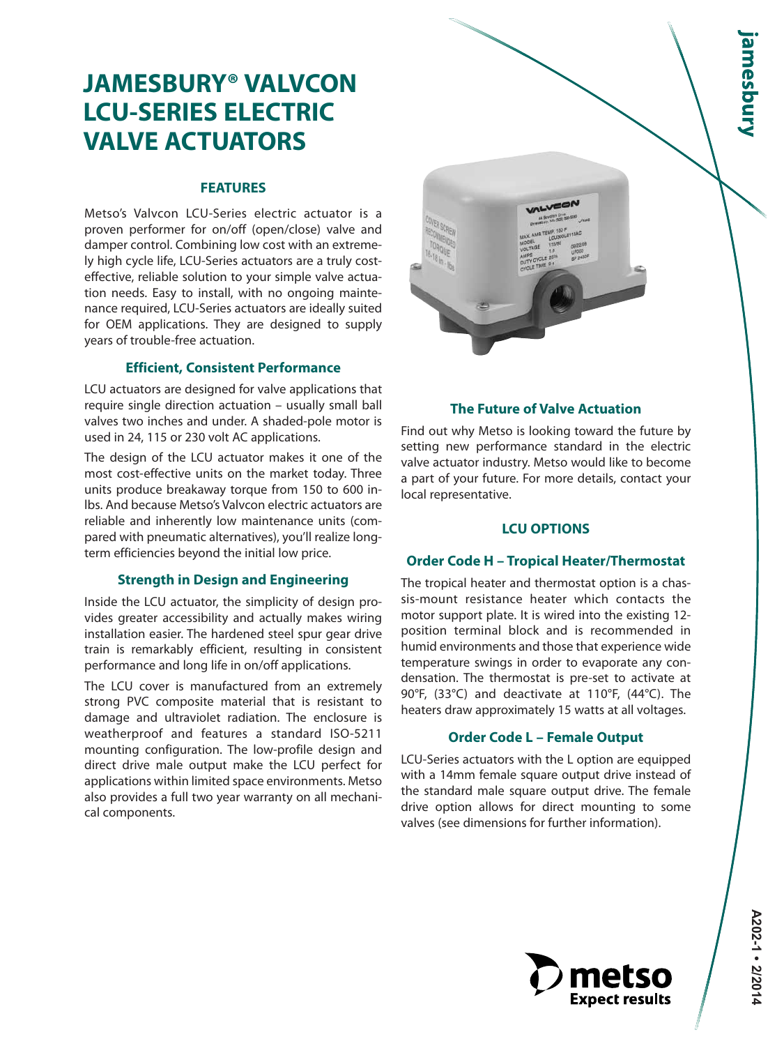# JAMESBURY® VALVCON LCU-SERIES ELECTRIC VALVE ACTUATORS

## FEATURES

Metso's Valvcon LCU-Series electric actuator is a proven performer for on/off (open/close) valve and damper control. Combining low cost with an extremely high cycle life, LCU-Series actuators are a truly cost-effective, reliable solution to your simple valve actuation needs. Easy to install, with no ongoing maintenance required, LCU-Series actuators are ideally suited for OEM applications. They are designed to supply years of trouble-free actuation.

### Efficient, Consistent Performance

LCU actuators are designed for valve applications that require single direction actuation – usually small ball valves two inches and under. A shaded-pole motor is used in 24, 115 or 230 volt AC applications.

The design of the LCU actuator makes it one of the most cost-effective units on the market today. Three units produce breakaway torque from 150 to 600 in-lbs. And because Metso's Valvcon electric actuators are reliable and inherently low maintenance units (compared with pneumatic alternatives), you'll realize long-term efficiencies beyond the initial low price.

### Strength in Design and Engineering

Inside the LCU actuator, the simplicity of design provides greater accessibility and actually makes wiring installation easier. The hardened steel spur gear drive train is remarkably efficient, resulting in consistent performance and long life in on/off applications.

The LCU cover is manufactured from an extremely strong PVC composite material that is resistant to damage and ultraviolet radiation. The enclosure is weatherproof and features a standard ISO-5211 mounting configuration. The low-profile design and direct drive male output make the LCU perfect for applications within limited space environments. Metso also provides a full two year warranty on all mechanical components.

### The Future of Valve Actuation

Find out why Metso is looking toward the future by setting new performance standard in the electric valve actuator industry. Metso would like to become a part of your future. For more details, contact your local representative.

## LCU OPTIONS

### Order Code H – Tropical Heater/Thermostat

The tropical heater and thermostat option is a chassis-mount resistance heater which contacts the motor support plate. It is wired into the existing 12-position terminal block and is recommended in humid environments and those that experience wide temperature swings in order to evaporate any condensation. The thermostat is pre-set to activate at 90°F, (33°C) and deactivate at 110°F, (44°C). The heaters draw approximately 15 watts at all voltages.

### Order Code L – Female Output

LCU-Series actuators with the L option are equipped with a 14mm female square output drive instead of the standard male square output drive. The female drive option allows for direct mounting to some valves (see dimensions for further information).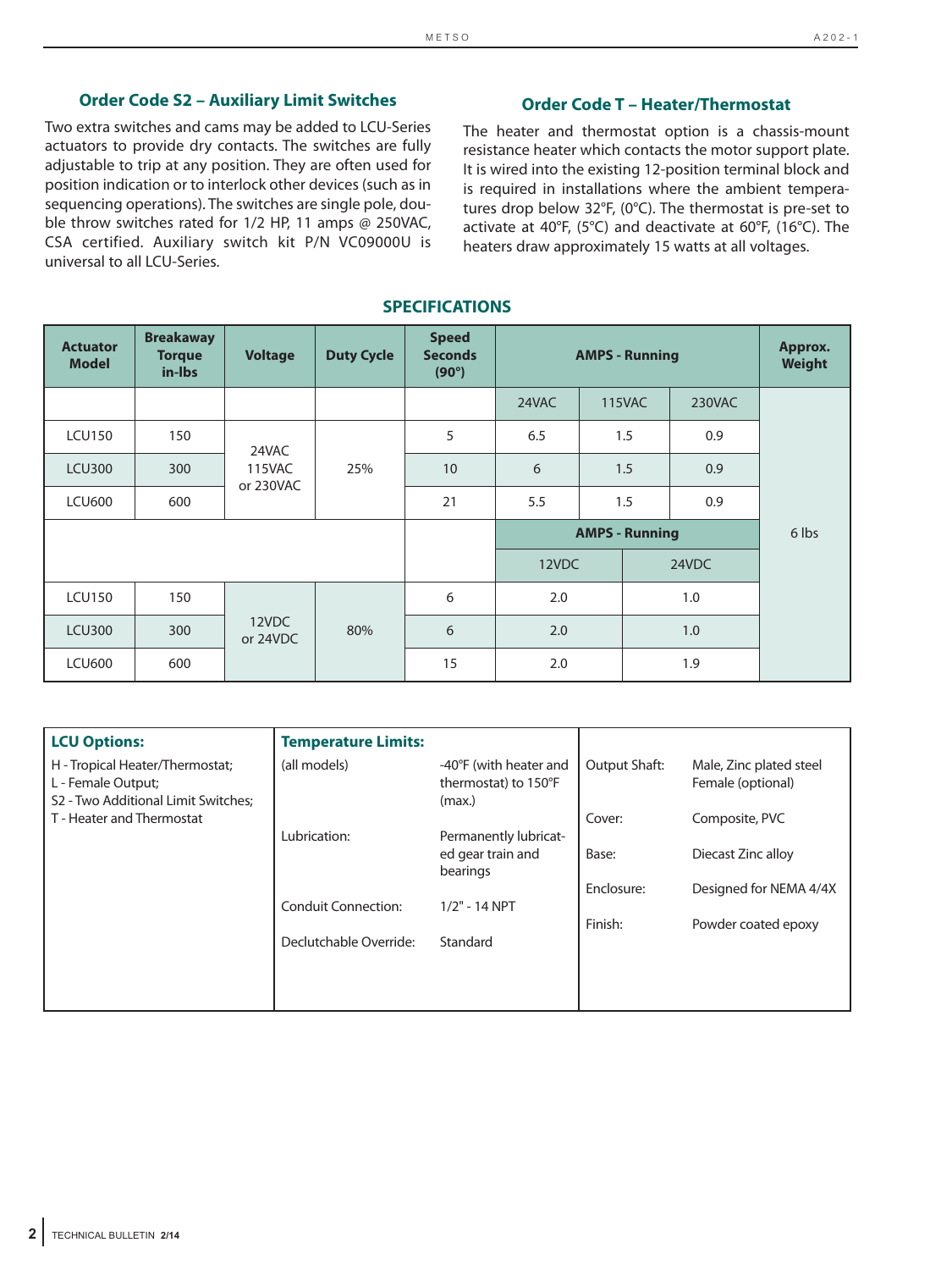## Order Code S2 – Auxiliary Limit Switches

Two extra switches and cams may be added to LCU-Series actuators to provide dry contacts. The switches are fully adjustable to trip at any position. They are often used for position indication or to interlock other devices (such as in sequencing operations). The switches are single pole, double throw switches rated for 1/2 HP, 11 amps @ 250VAC, CSA certified. Auxiliary switch kit P/N VC09000U is universal to all LCU-Series.

## Order Code T – Heater/Thermostat

The heater and thermostat option is a chassis-mount resistance heater which contacts the motor support plate. It is wired into the existing 12-position terminal block and is required in installations where the ambient temperatures drop below 32°F, (0°C). The thermostat is pre-set to activate at 40°F, (5°C) and deactivate at 60°F, (16°C). The heaters draw approximately 15 watts at all voltages.

## SPECIFICATIONS

| Actuator Model | Breakaway Torque in-lbs | Voltage | Duty Cycle | Speed Seconds (90°) | AMPS - Running | | | Approx. Weight |
|---|---|---|---|---|---|---|---|---|
| | | | | | 24VAC | 115VAC | 230VAC | 6 lbs |
| LCU150 | 150 | 24VAC 115VAC or 230VAC | 25% | 5 | 6.5 | 1.5 | 0.9 | |
| LCU300 | 300 | | | 10 | 6 | 1.5 | 0.9 | |
| LCU600 | 600 | | | 21 | 5.5 | 1.5 | 0.9 | |
| | | | | | **AMPS - Running** | | | |
| | | | | | 12VDC | 24VDC | | |
| LCU150 | 150 | 12VDC or 24VDC | 80% | 6 | 2.0 | 1.0 | | |
| LCU300 | 300 | | | 6 | 2.0 | 1.0 | | |
| LCU600 | 600 | | | 15 | 2.0 | 1.9 | | |

**LCU Options:**

H - Tropical Heater/Thermostat;
L - Female Output;
S2 - Two Additional Limit Switches;
T - Heater and Thermostat

**Temperature Limits:**

| | |
|---|---|
| (all models) | -40°F (with heater and thermostat) to 150°F (max.) |
| Lubrication: | Permanently lubricated gear train and bearings |
| Conduit Connection: | 1/2" - 14 NPT |
| Declutchable Override: | Standard |

| | |
|---|---|
| Output Shaft: | Male, Zinc plated steel Female (optional) |
| Cover: | Composite, PVC |
| Base: | Diecast Zinc alloy |
| Enclosure: | Designed for NEMA 4/4X |
| Finish: | Powder coated epoxy |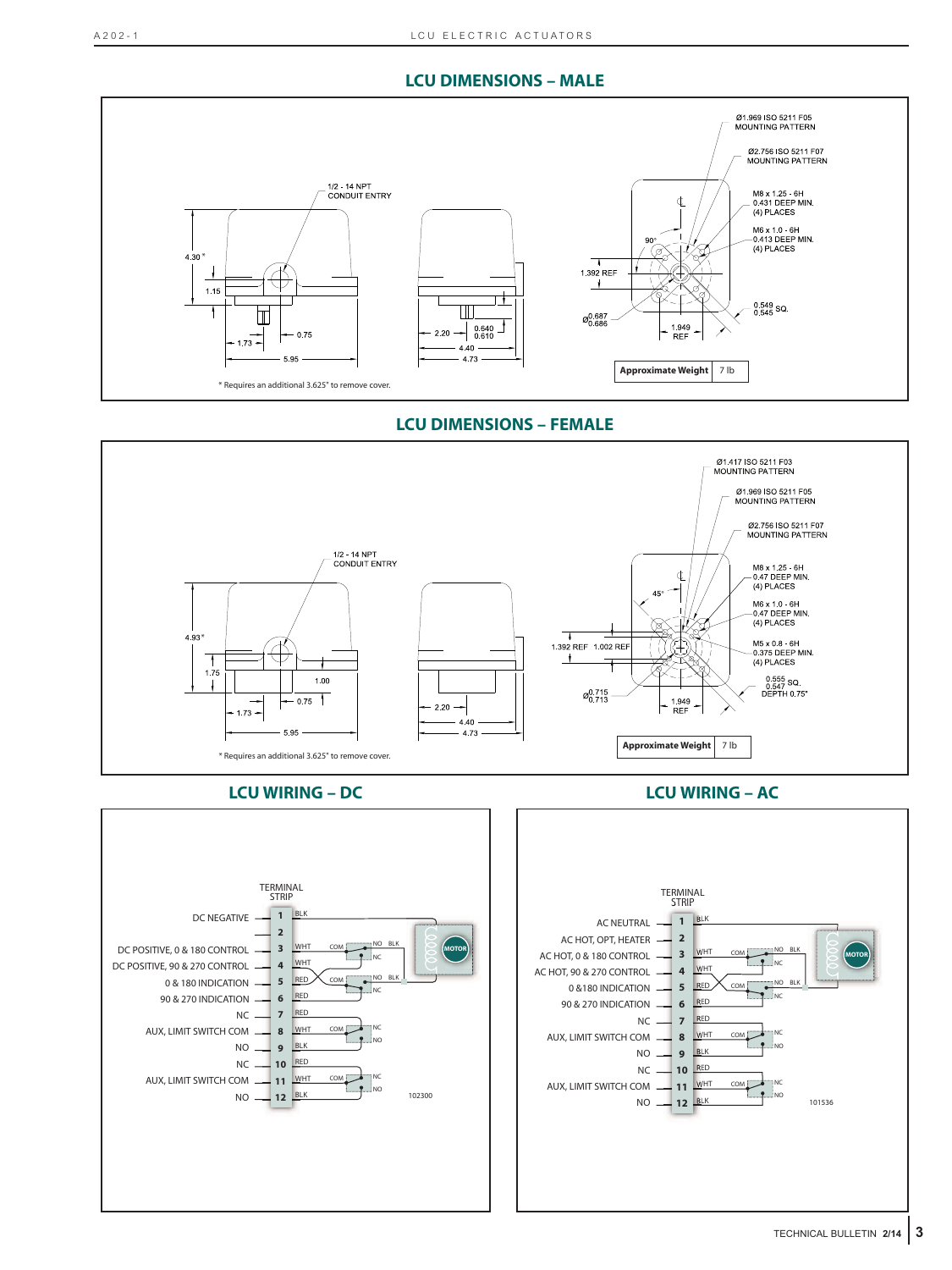## LCU DIMENSIONS – MALE

1/2 - 14 NPT CONDUIT ENTRY

4.30*

1.15

0.75

1.73

5.95

2.20

0.640
0.610

4.40

4.73

Ø1.969 ISO 5211 F05 MOUNTING PATTERN

Ø2.756 ISO 5211 F07 MOUNTING PATTERN

M8 x 1.25 - 6H 0.431 DEEP MIN. (4) PLACES

M6 x 1.0 - 6H 0.413 DEEP MIN. (4) PLACES

90°

1.392 REF

Ø0.687 0.686

1.949 REF

0.549 0.545 SQ.

| Approximate Weight | 7 lb |
|---|---|

\* Requires an additional 3.625" to remove cover.

## LCU DIMENSIONS – FEMALE

1/2 - 14 NPT CONDUIT ENTRY

4.93*

1.75

1.00

0.75

1.73

5.95

2.20

4.40

4.73

Ø1.417 ISO 5211 F03 MOUNTING PATTERN

Ø1.969 ISO 5211 F05 MOUNTING PATTERN

Ø2.756 ISO 5211 F07 MOUNTING PATTERN

M8 x 1.25 - 6H 0.47 DEEP MIN. (4) PLACES

M6 x 1.0 - 6H 0.47 DEEP MIN. (4) PLACES

M5 x 0.8 - 6H 0.375 DEEP MIN. (4) PLACES

45°

1.392 REF 1.002 REF

Ø0.715 0.713

1.949 REF

0.555 0.547 SQ. DEPTH 0.75"

| Approximate Weight | 7 lb |
|---|---|

\* Requires an additional 3.625" to remove cover.

## LCU WIRING – DC

TERMINAL STRIP

| Function | Terminal | Wire |
|---|---|---|
| DC NEGATIVE | 1 | BLK |
| | 2 | |
| DC POSITIVE, 0 & 180 CONTROL | 3 | WHT |
| DC POSITIVE, 90 & 270 CONTROL | 4 | WHT |
| 0 & 180 INDICATION | 5 | RED |
| 90 & 270 INDICATION | 6 | RED |
| NC | 7 | RED |
| AUX, LIMIT SWITCH COM | 8 | WHT |
| NO | 9 | BLK |
| NC | 10 | RED |
| AUX, LIMIT SWITCH COM | 11 | WHT |
| NO | 12 | BLK |

COM, NO, NC, BLK, MOTOR

102300

## LCU WIRING – AC

TERMINAL STRIP

| Function | Terminal | Wire |
|---|---|---|
| AC NEUTRAL | 1 | BLK |
| AC HOT, OPT, HEATER | 2 | |
| AC HOT, 0 & 180 CONTROL | 3 | WHT |
| AC HOT, 90 & 270 CONTROL | 4 | WHT |
| 0 &180 INDICATION | 5 | RED |
| 90 & 270 INDICATION | 6 | RED |
| NC | 7 | RED |
| AUX, LIMIT SWITCH COM | 8 | WHT |
| NO | 9 | BLK |
| NC | 10 | RED |
| AUX, LIMIT SWITCH COM | 11 | WHT |
| NO | 12 | BLK |

COM, NO, NC, BLK, MOTOR

101536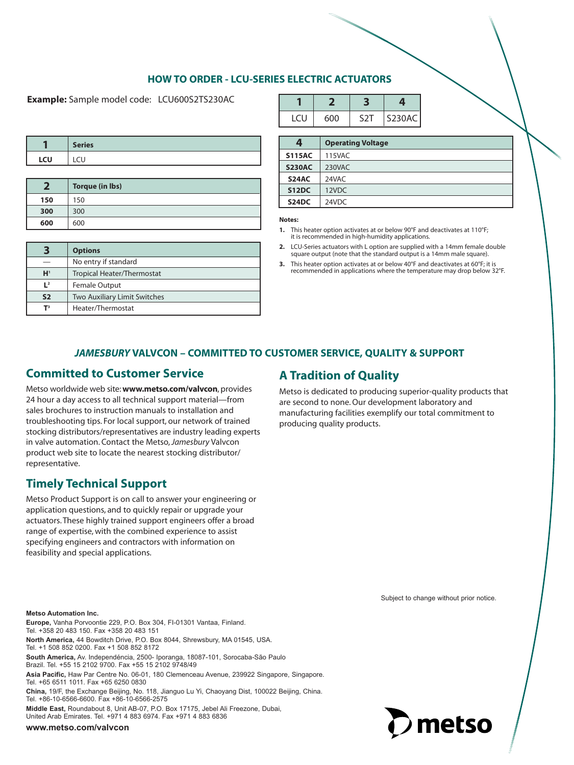## HOW TO ORDER - LCU-SERIES ELECTRIC ACTUATORS

**Example:** Sample model code: LCU600S2TS230AC

| 1 | 2 | 3 | 4 |
|---|---|---|---|
| LCU | 600 | S2T | S230AC |

| 1 | Series |
|---|---|
| LCU | LCU |

| 2 | Torque (in lbs) |
|---|---|
| 150 | 150 |
| 300 | 300 |
| 600 | 600 |

| 3 | Options |
|---|---|
| — | No entry if standard |
| H[1] | Tropical Heater/Thermostat |
| L[2] | Female Output |
| S2 | Two Auxiliary Limit Switches |
| T[3] | Heater/Thermostat |

| 4 | Operating Voltage |
|---|---|
| S115AC | 115VAC |
| S230AC | 230VAC |
| S24AC | 24VAC |
| S12DC | 12VDC |
| S24DC | 24VDC |

**Notes:**

1. This heater option activates at or below 90°F and deactivates at 110°F; it is recommended in high-humidity applications.
2. LCU-Series actuators with L option are supplied with a 14mm female double square output (note that the standard output is a 14mm male square).
3. This heater option activates at or below 40°F and deactivates at 60°F; it is recommended in applications where the temperature may drop below 32°F.

## *JAMESBURY* VALVCON – COMMITTED TO CUSTOMER SERVICE, QUALITY & SUPPORT

### Committed to Customer Service

Metso worldwide web site: **www.metso.com/valvcon**, provides 24 hour a day access to all technical support material—from sales brochures to instruction manuals to installation and troubleshooting tips. For local support, our network of trained stocking distributors/representatives are industry leading experts in valve automation. Contact the Metso, *Jamesbury* Valvcon product web site to locate the nearest stocking distributor/ representative.

### Timely Technical Support

Metso Product Support is on call to answer your engineering or application questions, and to quickly repair or upgrade your actuators. These highly trained support engineers offer a broad range of expertise, with the combined experience to assist specifying engineers and contractors with information on feasibility and special applications.

### A Tradition of Quality

Metso is dedicated to producing superior-quality products that are second to none. Our development laboratory and manufacturing facilities exemplify our total commitment to producing quality products.

Subject to change without prior notice.

**Metso Automation Inc.**

**Europe,** Vanha Porvoontie 229, P.O. Box 304, FI-01301 Vantaa, Finland.
Tel. +358 20 483 150. Fax +358 20 483 151

**North America,** 44 Bowditch Drive, P.O. Box 8044, Shrewsbury, MA 01545, USA.
Tel. +1 508 852 0200. Fax +1 508 852 8172

**South America,** Av. Independência, 2500- Iporanga, 18087-101, Sorocaba-São Paulo
Brazil. Tel. +55 15 2102 9700. Fax +55 15 2102 9748/49

**Asia Pacific,** Haw Par Centre No. 06-01, 180 Clemenceau Avenue, 239922 Singapore, Singapore.
Tel. +65 6511 1011. Fax +65 6250 0830

**China,** 19/F, the Exchange Beijing, No. 118, Jianguo Lu Yi, Chaoyang Dist, 100022 Beijing, China.
Tel. +86-10-6566-6600. Fax +86-10-6566-2575

**Middle East,** Roundabout 8, Unit AB-07, P.O. Box 17175, Jebel Ali Freezone, Dubai,
United Arab Emirates. Tel. +971 4 883 6974. Fax +971 4 883 6836

**www.metso.com/valvcon**

metso